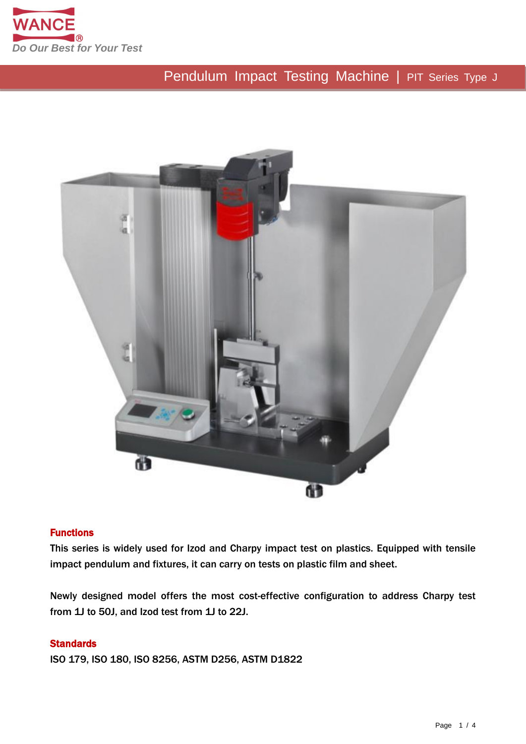WANCE®

*Do Our Best for Your Test*

# Pendulum Impact Testing Machine | PIT Series Type J

## Functions

This series is widely used for Izod and Charpy impact test on plastics. Equipped with tensile impact pendulum and fixtures, it can carry on tests on plastic film and sheet.

Newly designed model offers the most cost-effective configuration to address Charpy test from 1J to 50J, and Izod test from 1J to 22J.

## Standards

ISO 179, ISO 180, ISO 8256, ASTM D256, ASTM D1822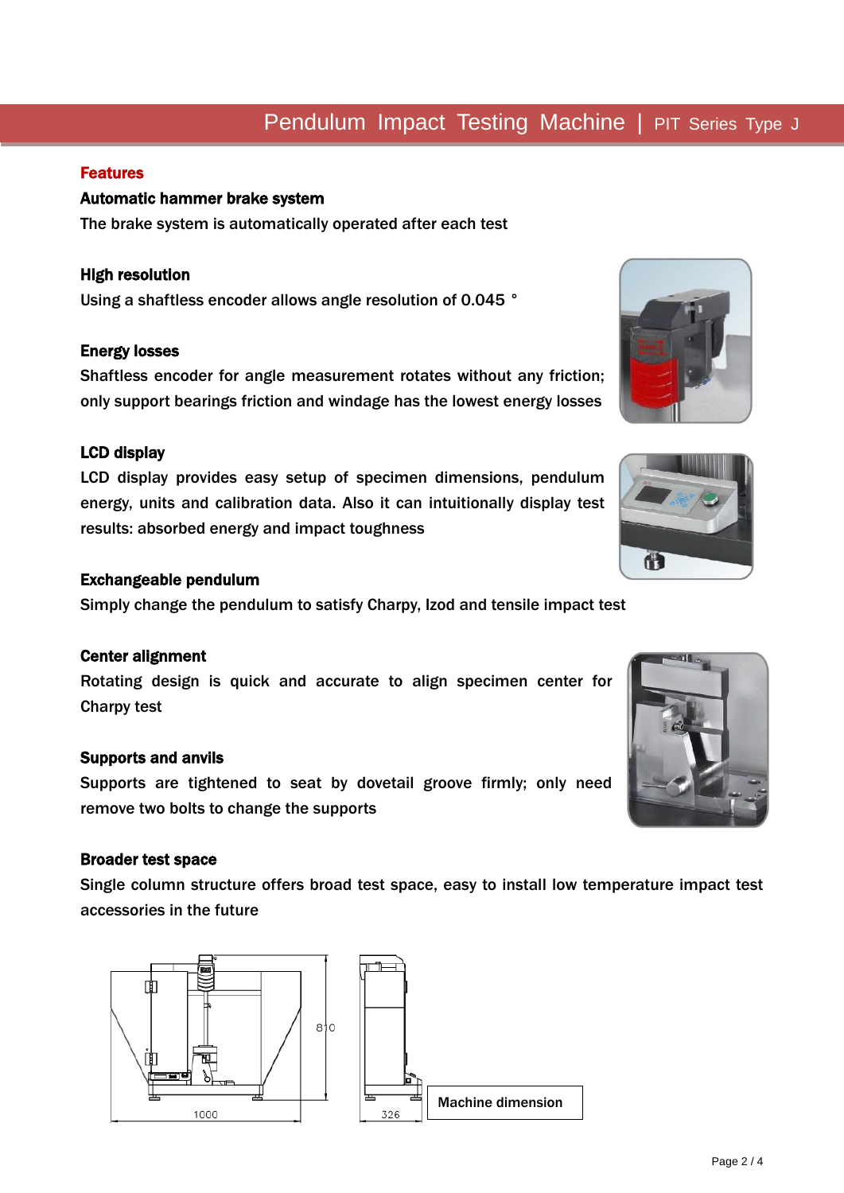## Features

### Automatic hammer brake system

The brake system is automatically operated after each test

### High resolution

Using a shaftless encoder allows angle resolution of 0.045 °

### Energy losses

Shaftless encoder for angle measurement rotates without any friction; only support bearings friction and windage has the lowest energy losses

### LCD display

LCD display provides easy setup of specimen dimensions, pendulum energy, units and calibration data. Also it can intuitionally display test results: absorbed energy and impact toughness

### Exchangeable pendulum

Simply change the pendulum to satisfy Charpy, Izod and tensile impact test

### Center alignment

Rotating design is quick and accurate to align specimen center for Charpy test

### Supports and anvils

Supports are tightened to seat by dovetail groove firmly; only need remove two bolts to change the supports

### Broader test space

Single column structure offers broad test space, easy to install low temperature impact test accessories in the future

810

1000

326

Machine dimension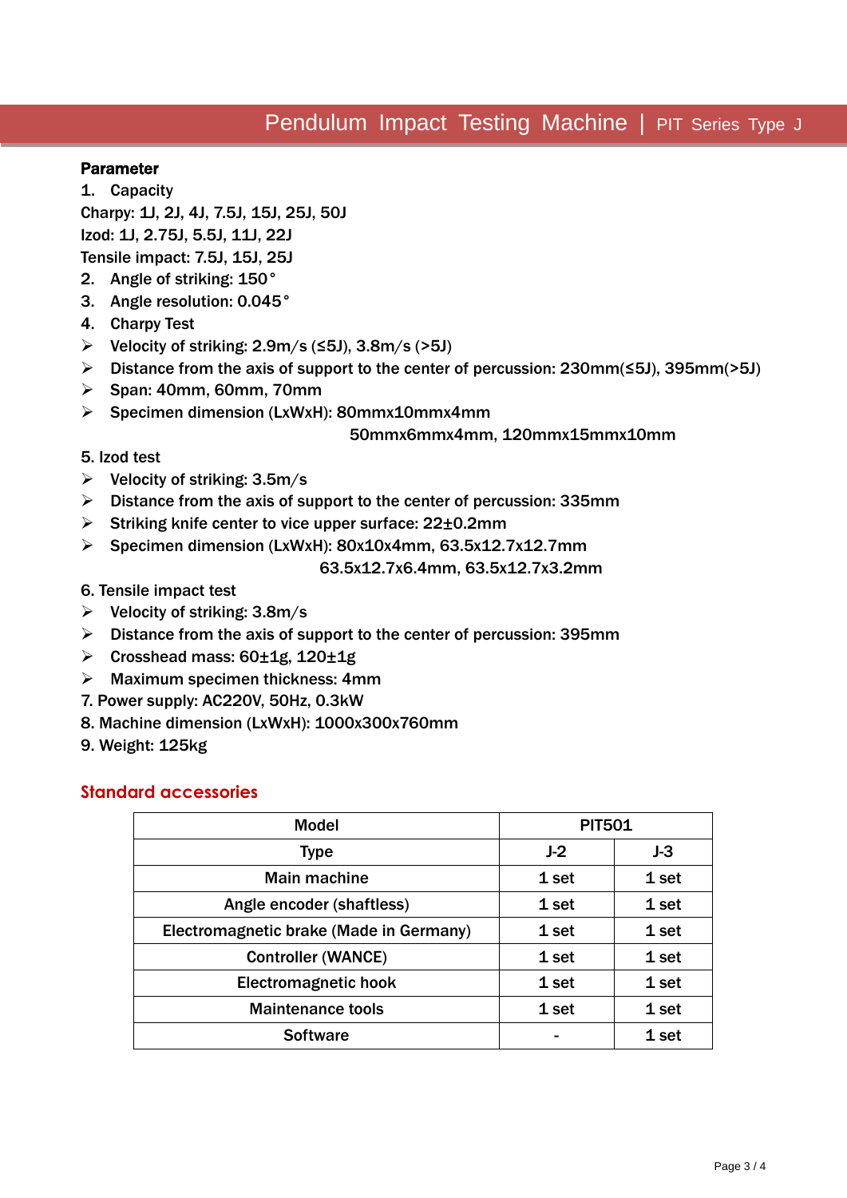## Pendulum Impact Testing Machine | PIT Series Type J

**Parameter**

1. Capacity

Charpy: 1J, 2J, 4J, 7.5J, 15J, 25J, 50J

Izod: 1J, 2.75J, 5.5J, 11J, 22J

Tensile impact: 7.5J, 15J, 25J

2. Angle of striking: 150°
3. Angle resolution: 0.045°
4. Charpy Test

- Velocity of striking: 2.9m/s (≤5J), 3.8m/s (>5J)
- Distance from the axis of support to the center of percussion: 230mm(≤5J), 395mm(>5J)
- Span: 40mm, 60mm, 70mm
- Specimen dimension (LxWxH): 80mmx10mmx4mm
  50mmx6mmx4mm, 120mmx15mmx10mm

5. Izod test

- Velocity of striking: 3.5m/s
- Distance from the axis of support to the center of percussion: 335mm
- Striking knife center to vice upper surface: 22±0.2mm
- Specimen dimension (LxWxH): 80x10x4mm, 63.5x12.7x12.7mm
  63.5x12.7x6.4mm, 63.5x12.7x3.2mm

6. Tensile impact test

- Velocity of striking: 3.8m/s
- Distance from the axis of support to the center of percussion: 395mm
- Crosshead mass: 60±1g, 120±1g
- Maximum specimen thickness: 4mm

7. Power supply: AC220V, 50Hz, 0.3kW
8. Machine dimension (LxWxH): 1000x300x760mm
9. Weight: 125kg

### Standard accessories

| Model | PIT501 | |
|---|---|---|
| Type | J-2 | J-3 |
| Main machine | 1 set | 1 set |
| Angle encoder (shaftless) | 1 set | 1 set |
| Electromagnetic brake (Made in Germany) | 1 set | 1 set |
| Controller (WANCE) | 1 set | 1 set |
| Electromagnetic hook | 1 set | 1 set |
| Maintenance tools | 1 set | 1 set |
| Software | - | 1 set |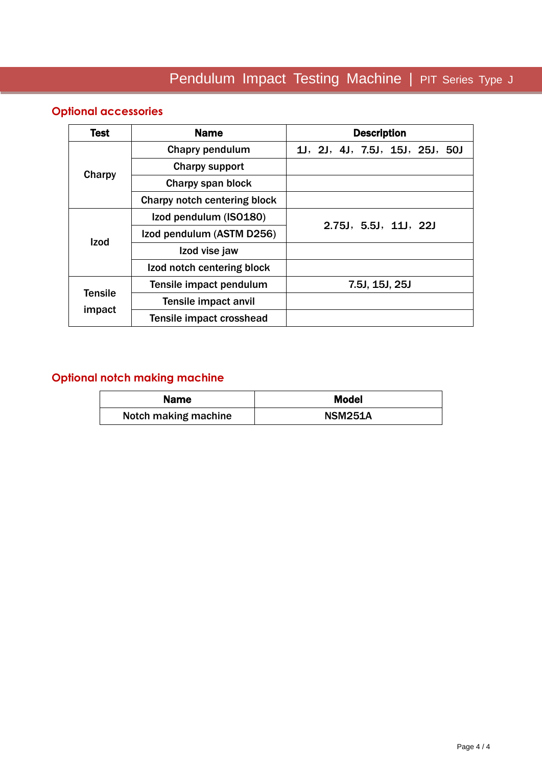## Optional accessories

| Test | Name | Description |
|---|---|---|
| Charpy | Chapry pendulum | 1J，2J，4J，7.5J，15J，25J，50J |
| | Charpy support | |
| | Charpy span block | |
| | Charpy notch centering block | |
| Izod | Izod pendulum (ISO180) | 2.75J，5.5J，11J，22J |
| | Izod pendulum (ASTM D256) | |
| | Izod vise jaw | |
| | Izod notch centering block | |
| Tensile impact | Tensile impact pendulum | 7.5J, 15J, 25J |
| | Tensile impact anvil | |
| | Tensile impact crosshead | |

## Optional notch making machine

| Name | Model |
|---|---|
| Notch making machine | NSM251A |